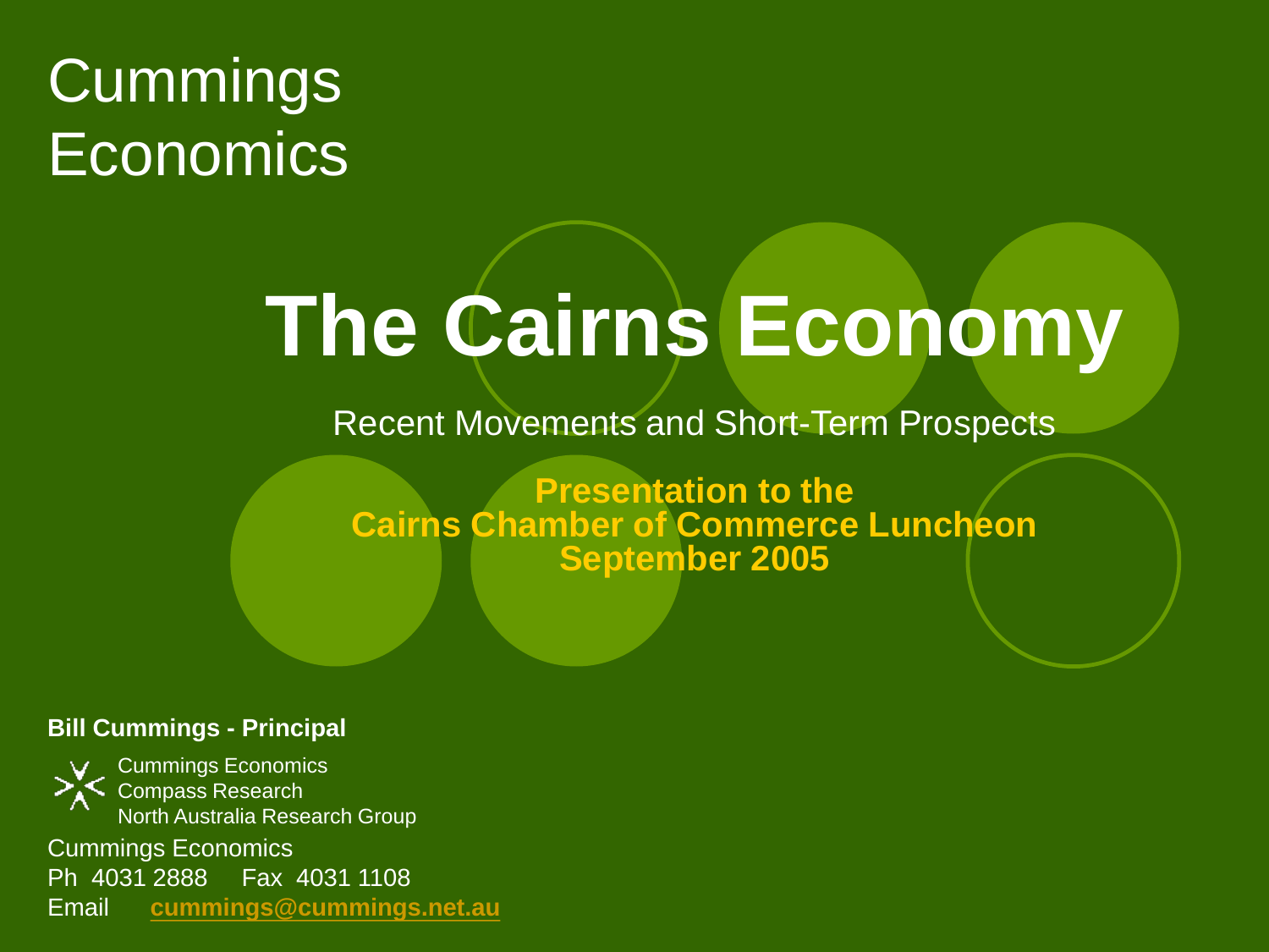Cummings Economics

# The Cairns Economy

Recent Movements and Short-Term Prospects

**Presentation to the**
**Cairns Chamber of Commerce Luncheon**
**September 2005**

**Bill Cummings - Principal**

Cummings Economics
Compass Research
North Australia Research Group

Cummings Economics
Ph 4031 2888 Fax 4031 1108
Email **cummings@cummings.net.au**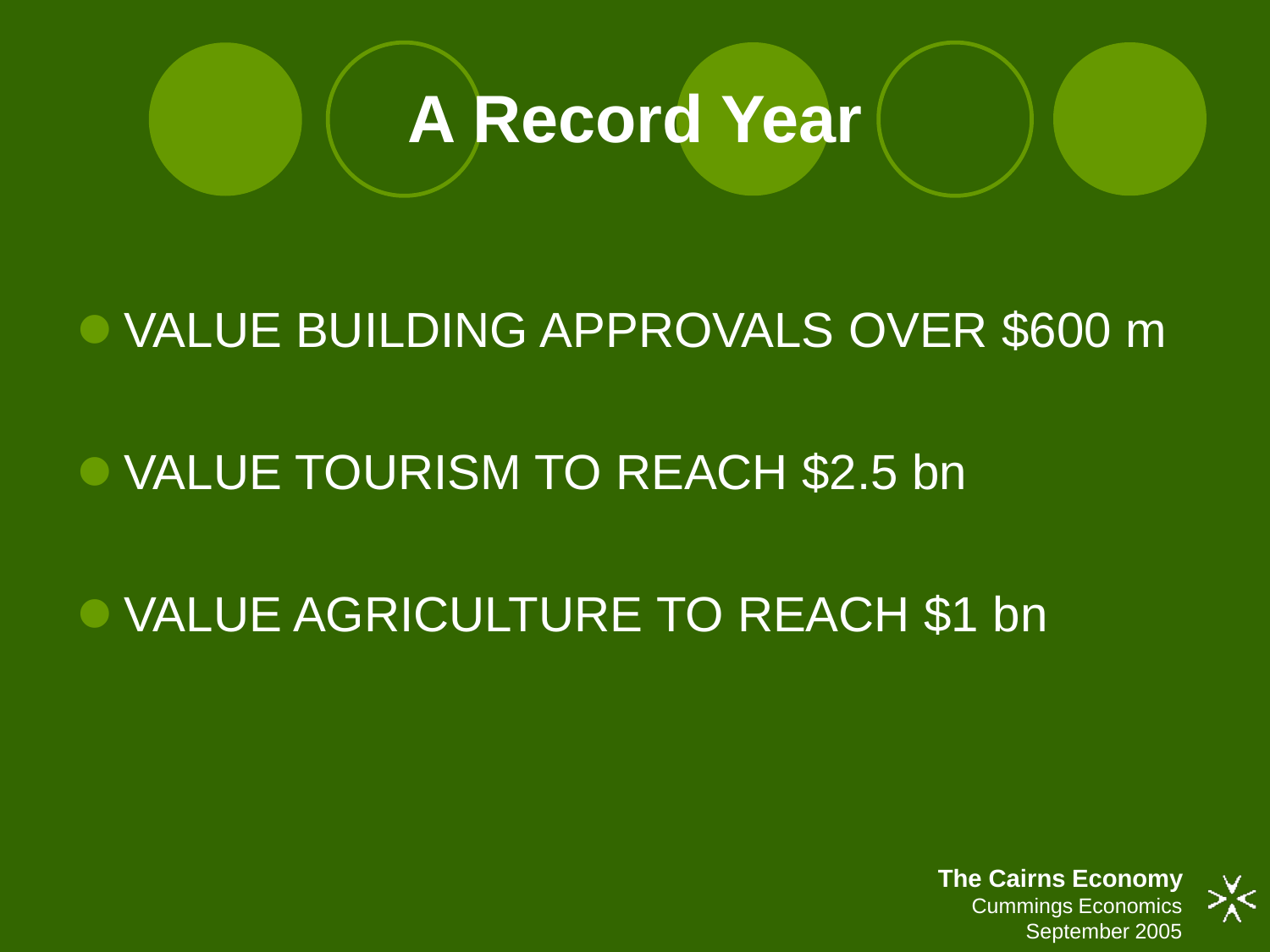# A Record Year

- VALUE BUILDING APPROVALS OVER $600 m
- VALUE TOURISM TO REACH $2.5 bn
- VALUE AGRICULTURE TO REACH $1 bn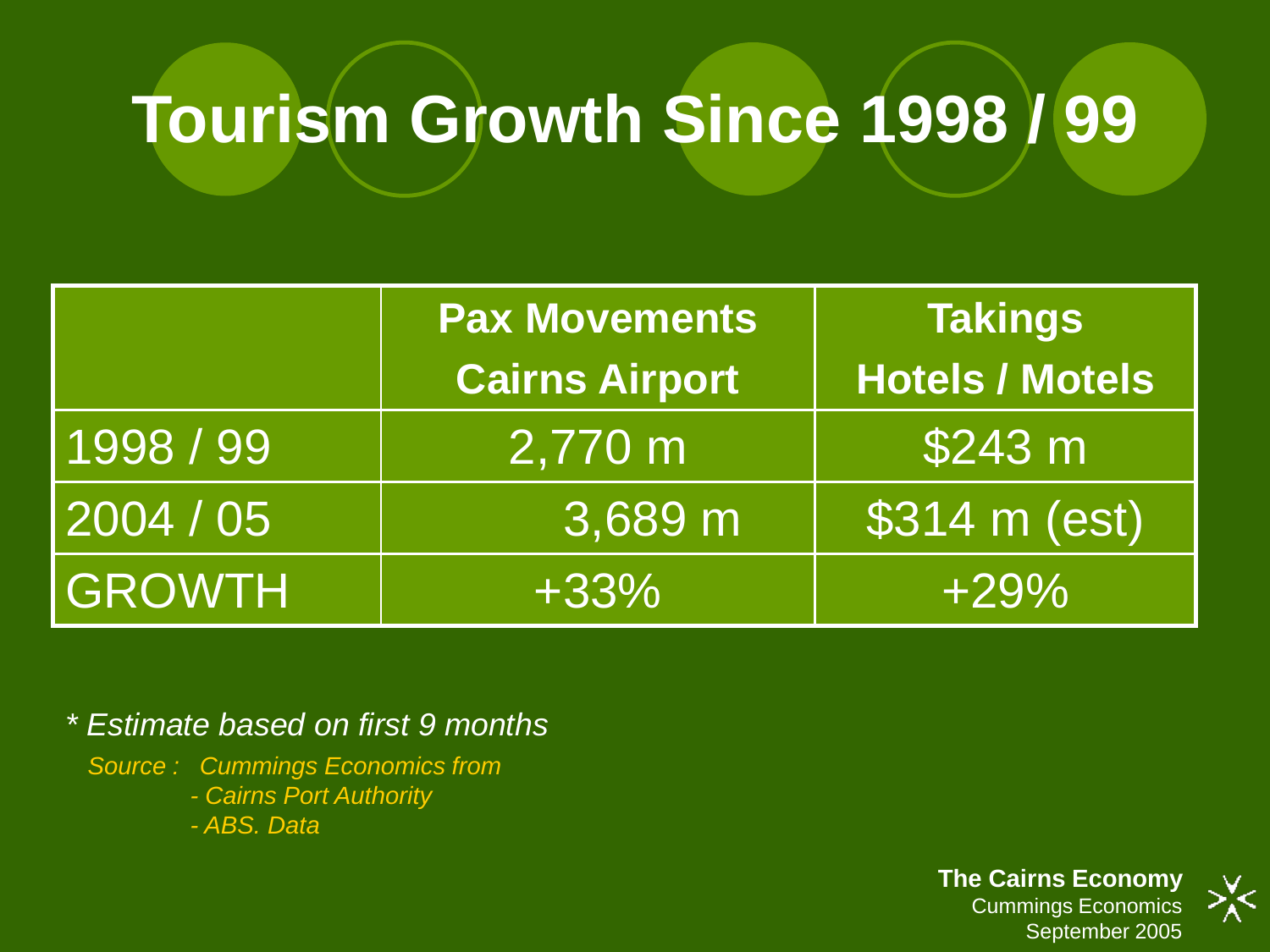# Tourism Growth Since 1998 / 99

| | Pax Movements Cairns Airport | Takings Hotels / Motels |
|---|---|---|
| 1998 / 99 | 2,770 m | $243 m |
| 2004 / 05 | 3,689 m | $314 m (est) |
| GROWTH | +33% | +29% |

*\* Estimate based on first 9 months*

*Source : Cummings Economics from*
*- Cairns Port Authority*
*- ABS. Data*

**The Cairns Economy**
Cummings Economics
September 2005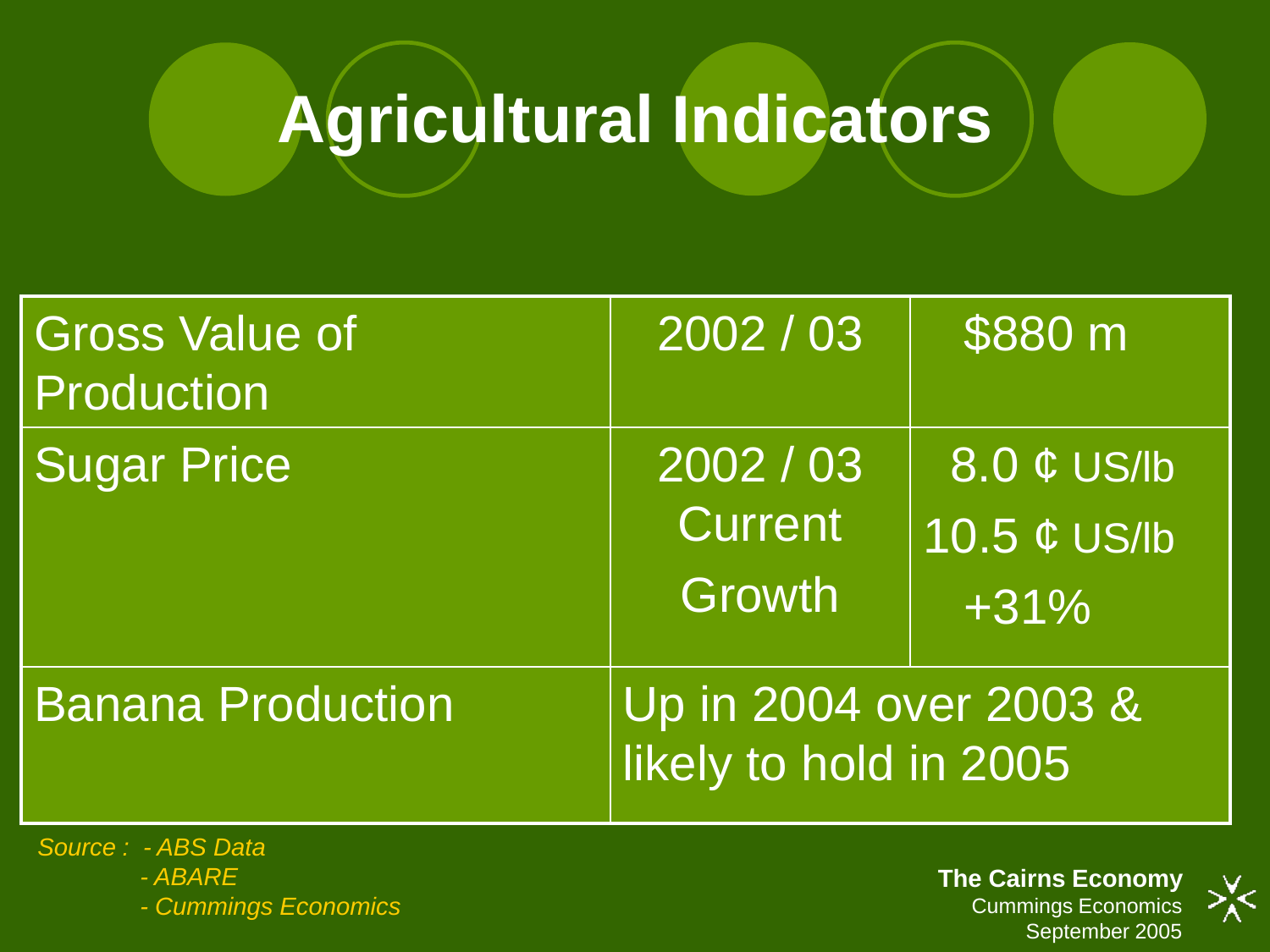# Agricultural Indicators

| Gross Value of Production | 2002 / 03 | $880 m |
|---|---|---|
| Sugar Price | 2002 / 03<br>Current<br>Growth | 8.0 ¢ US/lb<br>10.5 ¢ US/lb<br>+31% |
| Banana Production | Up in 2004 over 2003 & likely to hold in 2005 | |

*Source : - ABS Data*
*- ABARE*
*- Cummings Economics*

**The Cairns Economy**
Cummings Economics
September 2005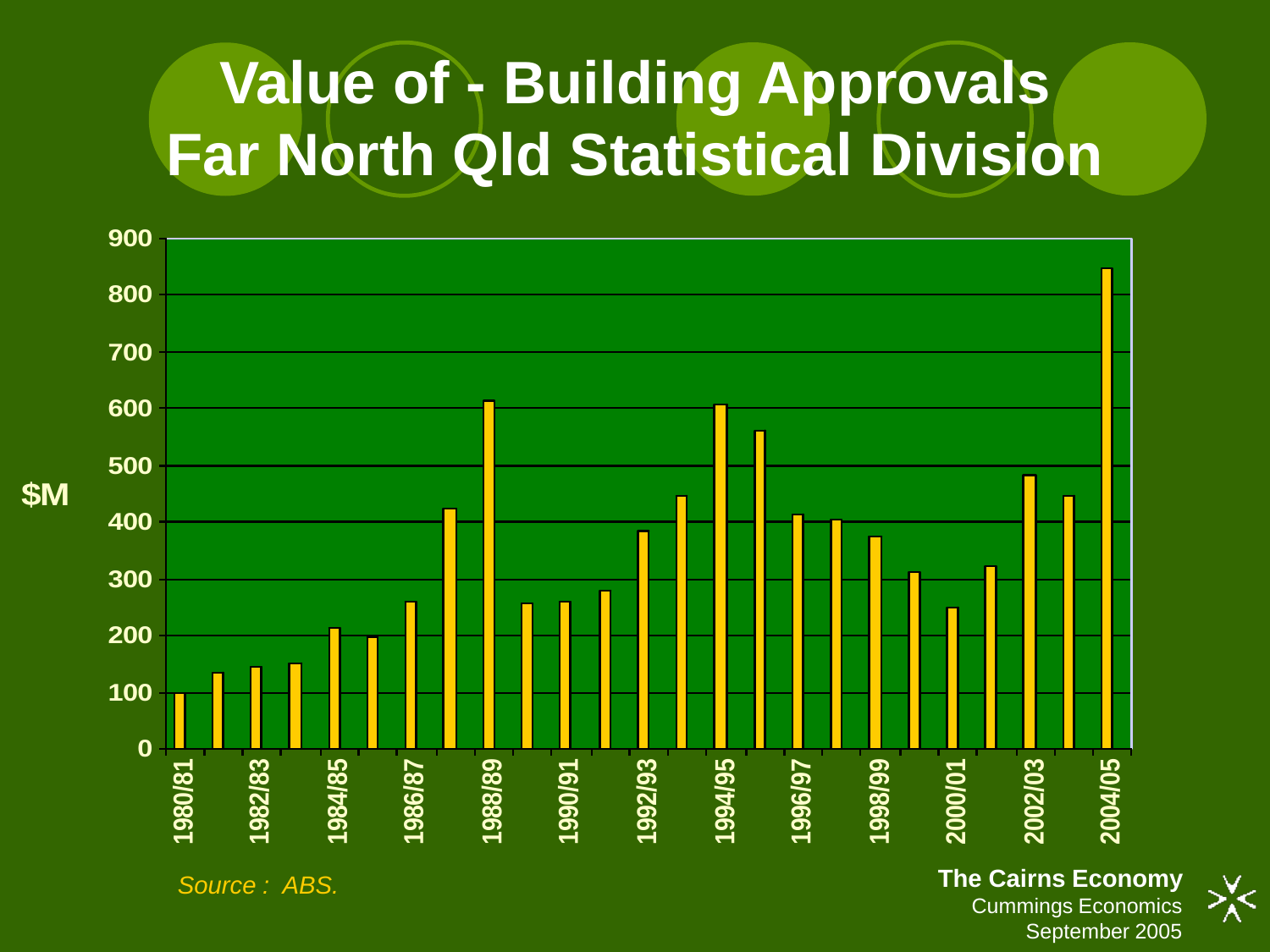# Value of - Building Approvals Far North Qld Statistical Division

$M

900
800
700
600
500
400
300
200
100
0

1980/81 1982/83 1984/85 1986/87 1988/89 1990/91 1992/93 1994/95 1996/97 1998/99 2000/01 2002/03 2004/05

*Source : ABS.*

**The Cairns Economy**
Cummings Economics
September 2005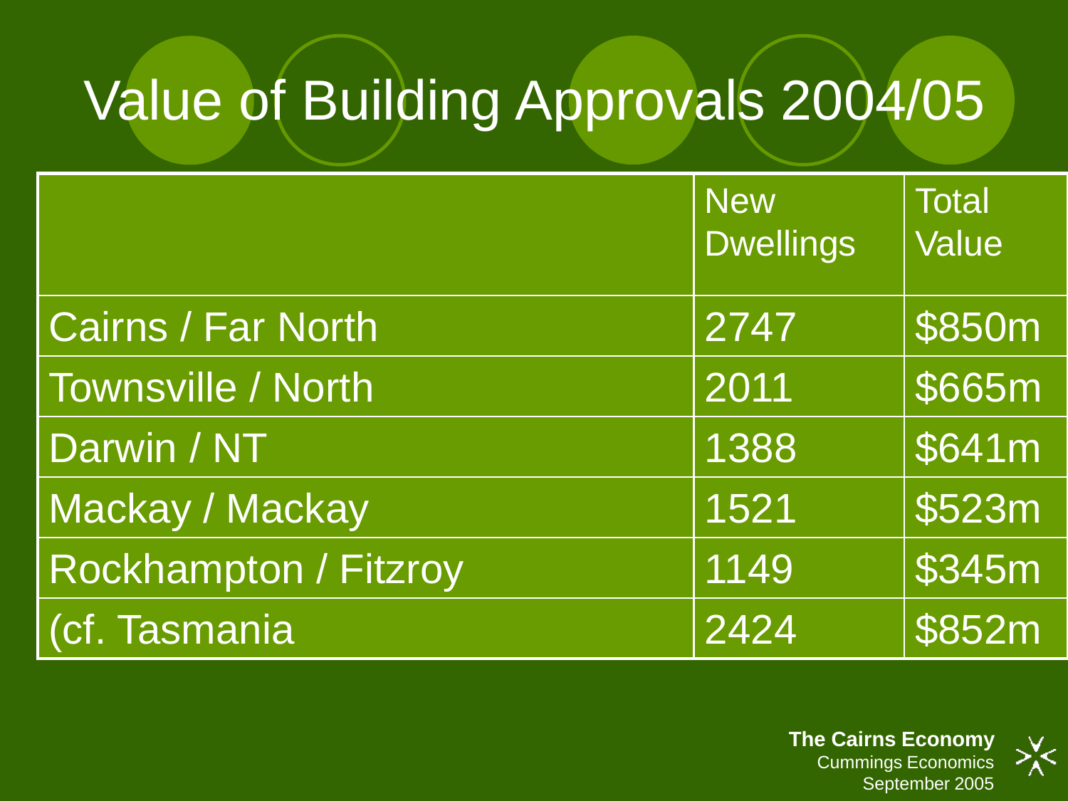# Value of Building Approvals 2004/05

| | New Dwellings | Total Value |
|---|---|---|
| Cairns / Far North | 2747 | $850m |
| Townsville / North | 2011 | $665m |
| Darwin / NT | 1388 | $641m |
| Mackay / Mackay | 1521 | $523m |
| Rockhampton / Fitzroy | 1149 | $345m |
| (cf. Tasmania | 2424 | $852m |

**The Cairns Economy**
Cummings Economics
September 2005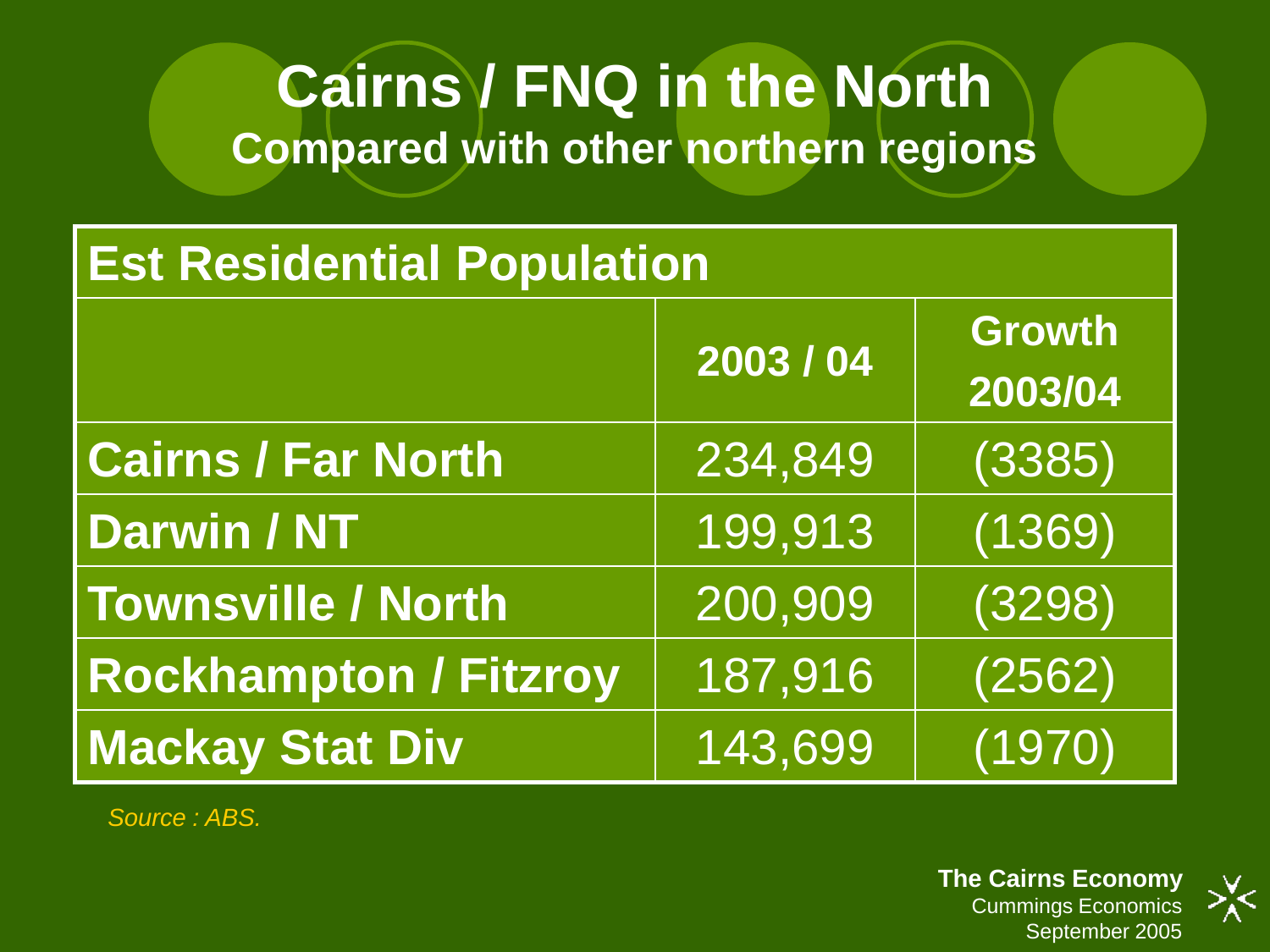# Cairns / FNQ in the North

## Compared with other northern regions

| Est Residential Population | | |
|---|---|---|
| | 2003 / 04 | Growth 2003/04 |
| **Cairns / Far North** | 234,849 | (3385) |
| **Darwin / NT** | 199,913 | (1369) |
| **Townsville / North** | 200,909 | (3298) |
| **Rockhampton / Fitzroy** | 187,916 | (2562) |
| **Mackay Stat Div** | 143,699 | (1970) |

*Source : ABS.*

**The Cairns Economy**
Cummings Economics
September 2005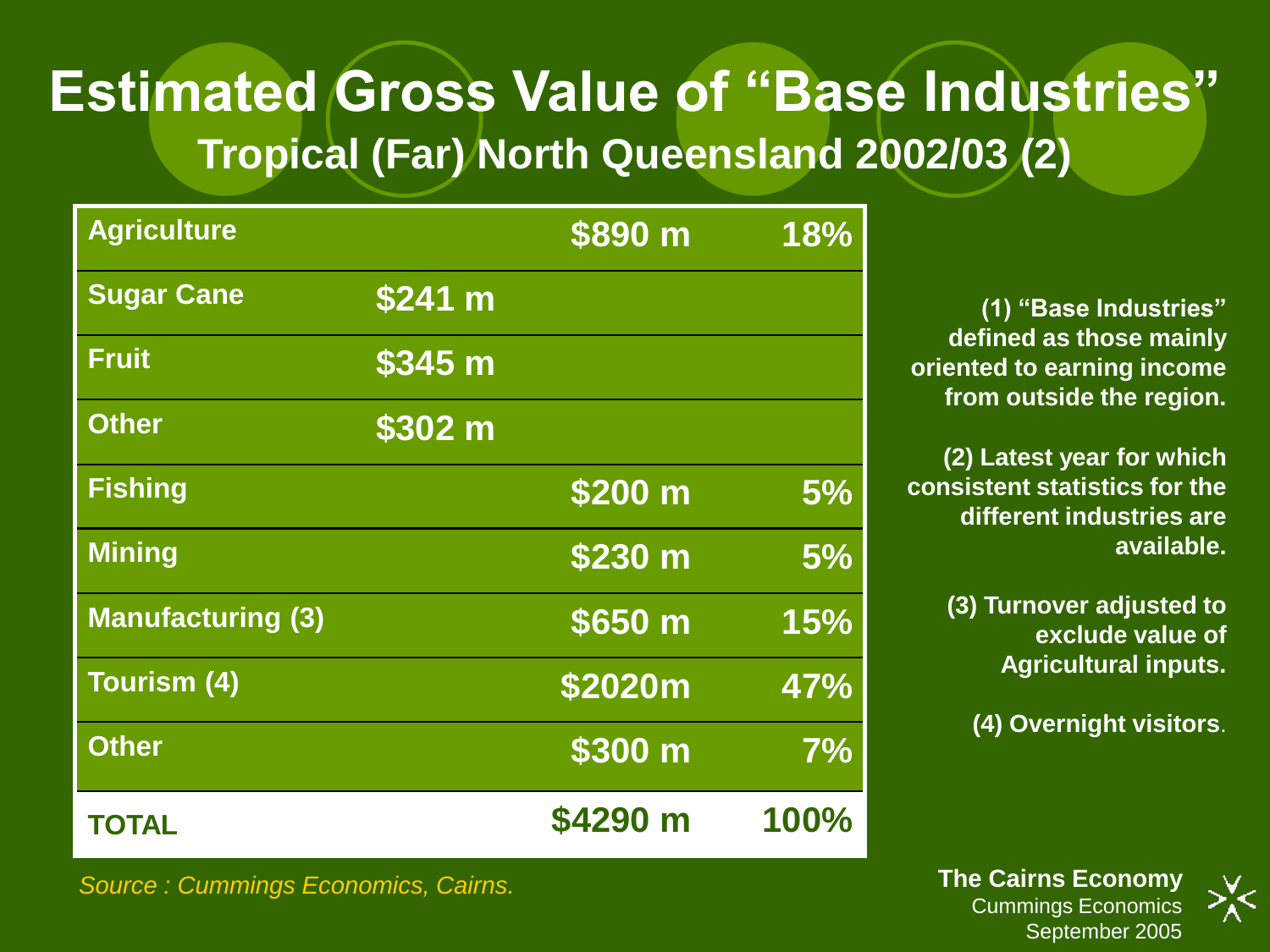# Estimated Gross Value of "Base Industries"

## Tropical (Far) North Queensland 2002/03 (2)

| | | | |
|---|---|---|---|
| **Agriculture** | | **$890 m** | **18%** |
| **Sugar Cane** | **$241 m** | | |
| **Fruit** | **$345 m** | | |
| **Other** | **$302 m** | | |
| **Fishing** | | **$200 m** | **5%** |
| **Mining** | | **$230 m** | **5%** |
| **Manufacturing (3)** | | **$650 m** | **15%** |
| **Tourism (4)** | | **$2020m** | **47%** |
| **Other** | | **$300 m** | **7%** |
| **TOTAL** | | **$4290 m** | **100%** |

*Source : Cummings Economics, Cairns.*

**(1) "Base Industries" defined as those mainly oriented to earning income from outside the region.**

**(2) Latest year for which consistent statistics for the different industries are available.**

**(3) Turnover adjusted to exclude value of Agricultural inputs.**

**(4) Overnight visitors.**

**The Cairns Economy**
Cummings Economics
September 2005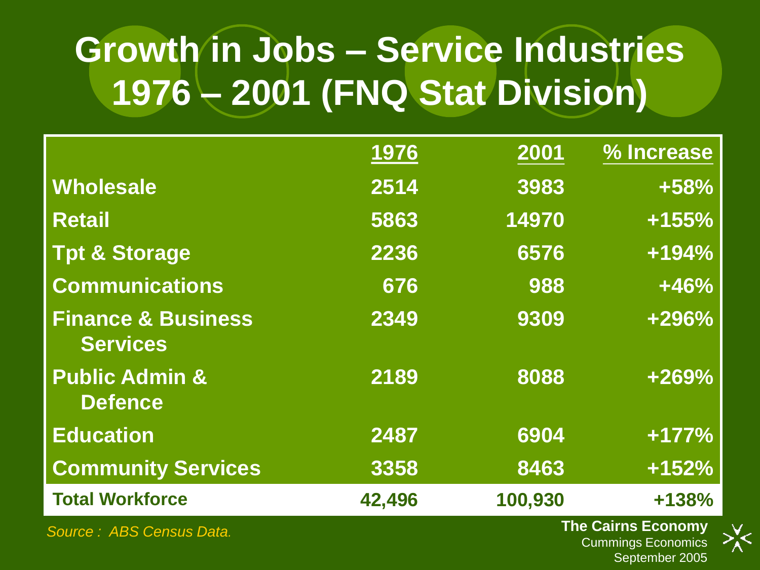# Growth in Jobs – Service Industries 1976 – 2001 (FNQ Stat Division)

| | 1976 | 2001 | % Increase |
|---|---|---|---|
| Wholesale | 2514 | 3983 | +58% |
| Retail | 5863 | 14970 | +155% |
| Tpt & Storage | 2236 | 6576 | +194% |
| Communications | 676 | 988 | +46% |
| Finance & Business Services | 2349 | 9309 | +296% |
| Public Admin & Defence | 2189 | 8088 | +269% |
| Education | 2487 | 6904 | +177% |
| Community Services | 3358 | 8463 | +152% |
| **Total Workforce** | **42,496** | **100,930** | **+138%** |

*Source : ABS Census Data.*

**The Cairns Economy**
Cummings Economics
September 2005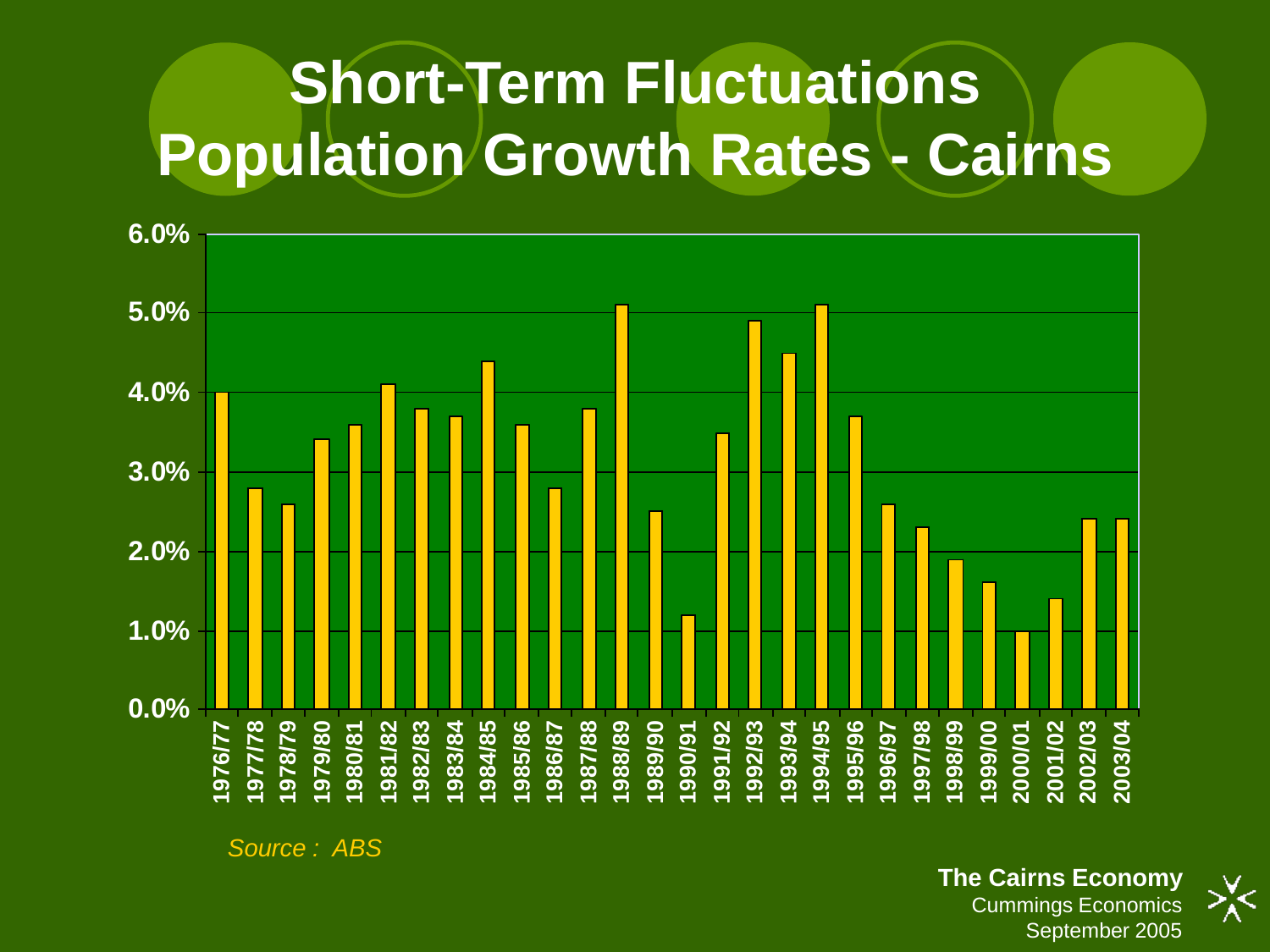# Short-Term Fluctuations Population Growth Rates - Cairns

| Year | Growth Rate |
|---|---|
| 1976/77 | 4.0% |
| 1977/78 | 2.8% |
| 1978/79 | 2.6% |
| 1979/80 | 3.4% |
| 1980/81 | 3.6% |
| 1981/82 | 4.1% |
| 1982/83 | 3.8% |
| 1983/84 | 3.7% |
| 1984/85 | 4.4% |
| 1985/86 | 3.6% |
| 1986/87 | 2.8% |
| 1987/88 | 3.8% |
| 1988/89 | 5.1% |
| 1989/90 | 2.5% |
| 1990/91 | 1.2% |
| 1991/92 | 3.5% |
| 1992/93 | 4.9% |
| 1993/94 | 4.5% |
| 1994/95 | 5.1% |
| 1995/96 | 3.7% |
| 1996/97 | 2.6% |
| 1997/98 | 2.3% |
| 1998/99 | 1.9% |
| 1999/00 | 1.6% |
| 2000/01 | 1.0% |
| 2001/02 | 1.4% |
| 2002/03 | 2.4% |
| 2003/04 | 2.4% |

*Source : ABS*

**The Cairns Economy**
Cummings Economics
September 2005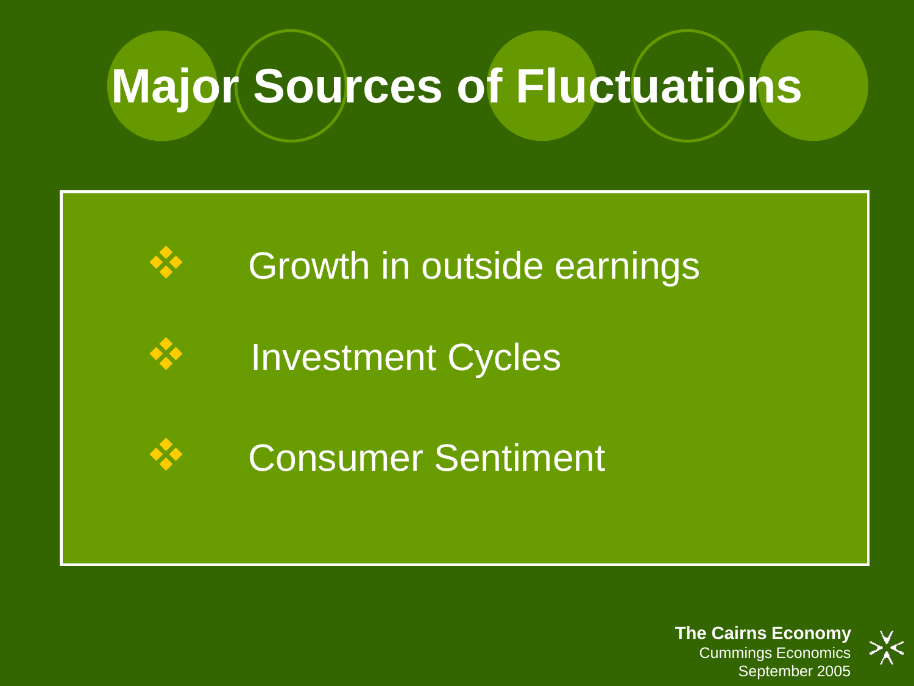# Major Sources of Fluctuations

- Growth in outside earnings
- Investment Cycles
- Consumer Sentiment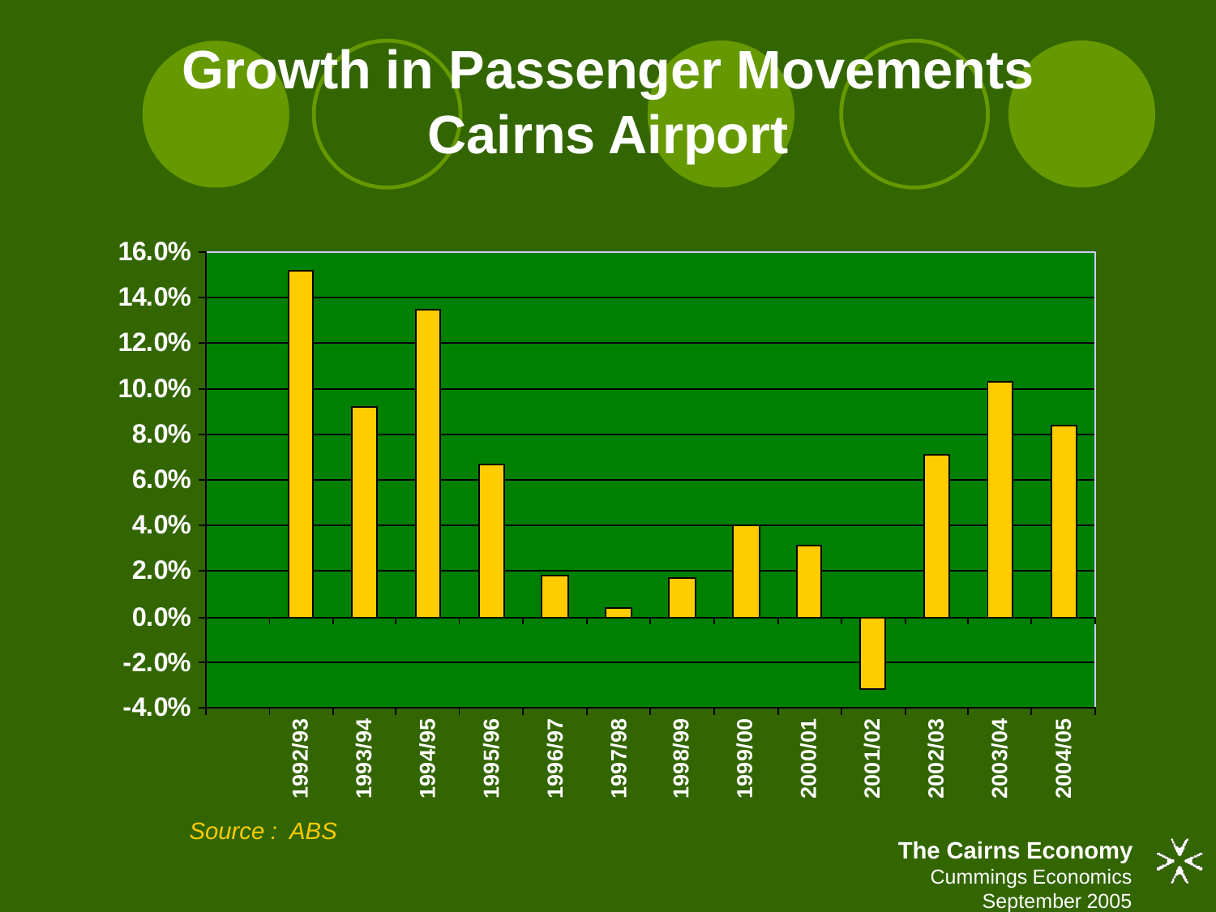# Growth in Passenger Movements Cairns Airport

| Year | Growth |
|---|---|
| 1992/93 | 15.2% |
| 1993/94 | 9.2% |
| 1994/95 | 13.5% |
| 1995/96 | 6.7% |
| 1996/97 | 1.8% |
| 1997/98 | 0.4% |
| 1998/99 | 1.7% |
| 1999/00 | 4.0% |
| 2000/01 | 3.1% |
| 2001/02 | -3.2% |
| 2002/03 | 7.1% |
| 2003/04 | 10.3% |
| 2004/05 | 8.4% |

*Source : ABS*

**The Cairns Economy**
Cummings Economics
September 2005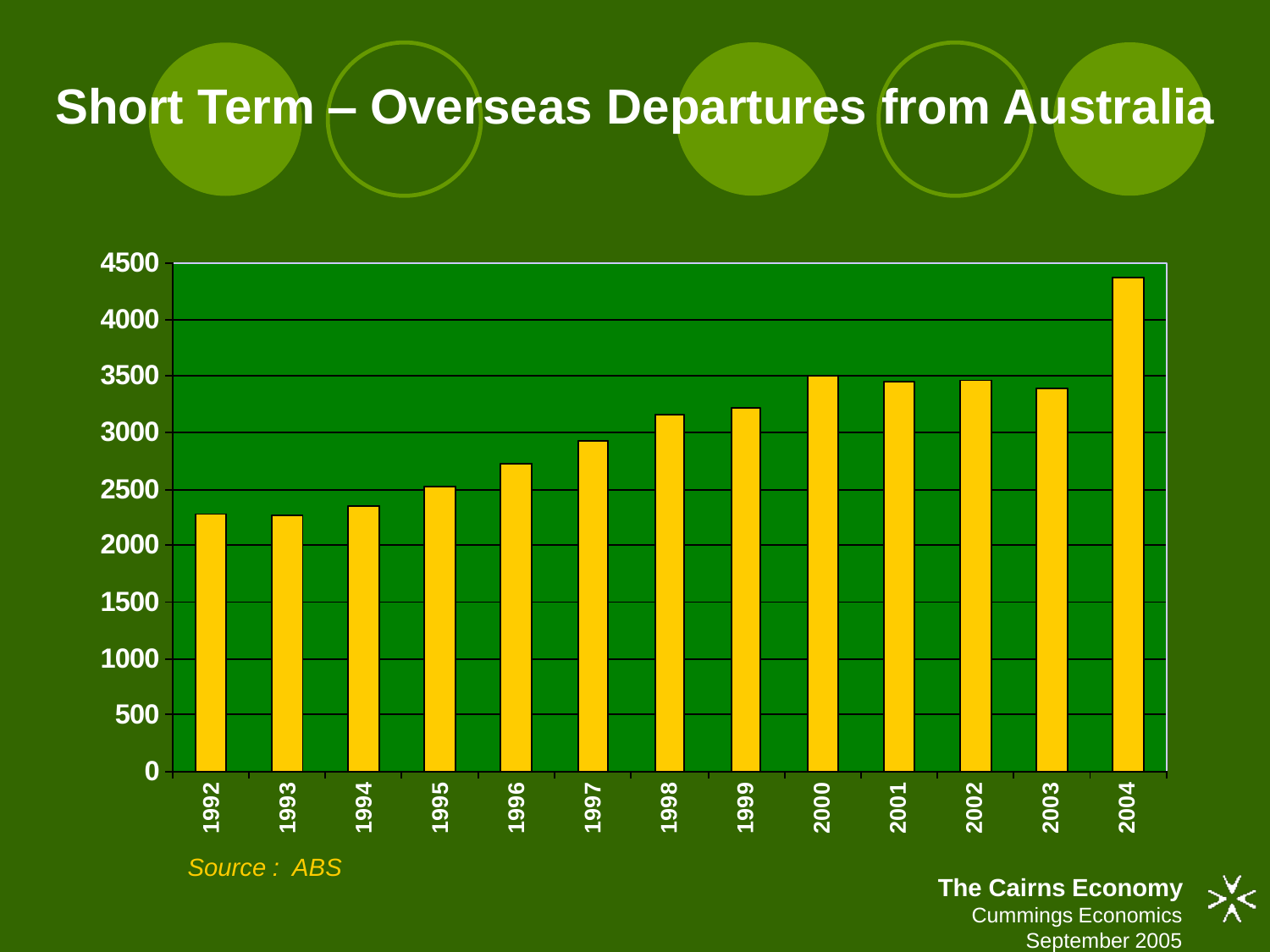# Short Term – Overseas Departures from Australia

Source : ABS

**The Cairns Economy**
Cummings Economics
September 2005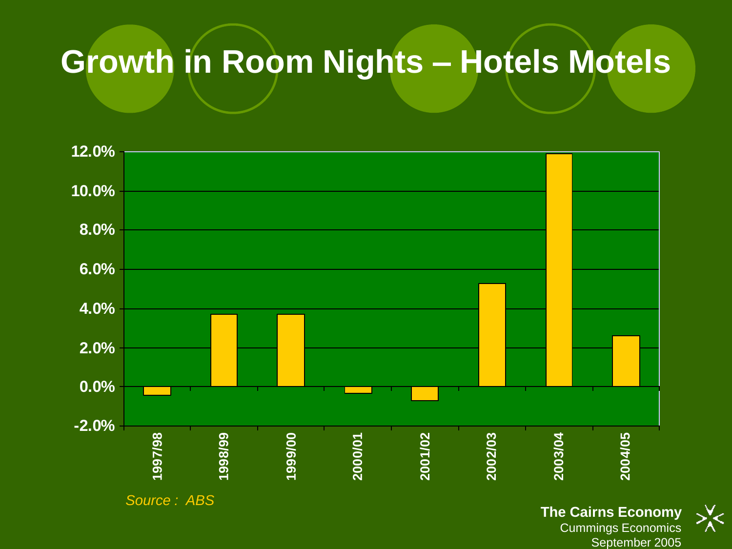# Growth in Room Nights – Hotels Motels

*Source : ABS*

**The Cairns Economy**
Cummings Economics
September 2005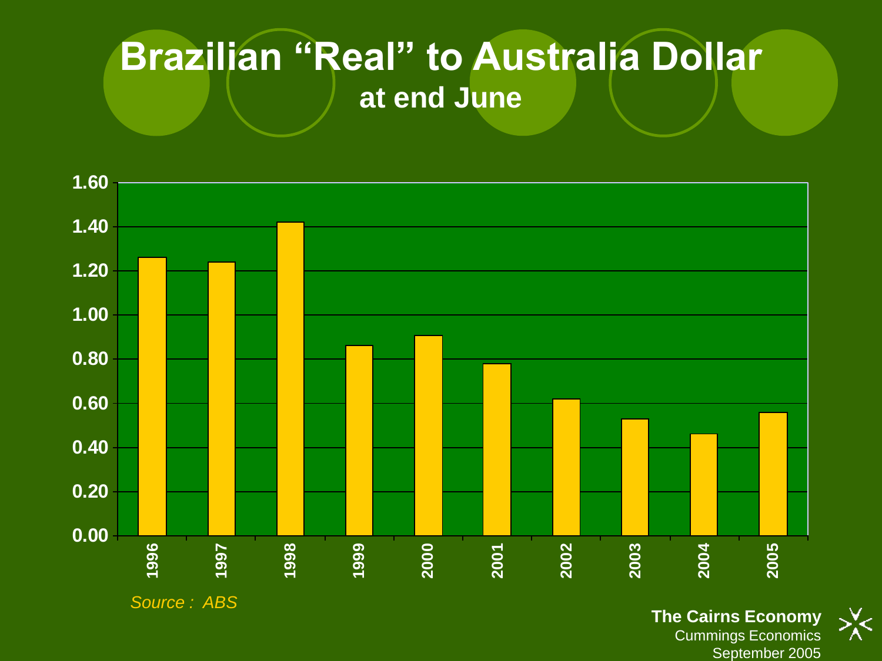# Brazilian "Real" to Australia Dollar

## at end June

| Year | Value |
|---|---|
| 1996 | 1.26 |
| 1997 | 1.24 |
| 1998 | 1.42 |
| 1999 | 0.86 |
| 2000 | 0.91 |
| 2001 | 0.78 |
| 2002 | 0.62 |
| 2003 | 0.53 |
| 2004 | 0.46 |
| 2005 | 0.56 |

*Source : ABS*

**The Cairns Economy**
Cummings Economics
September 2005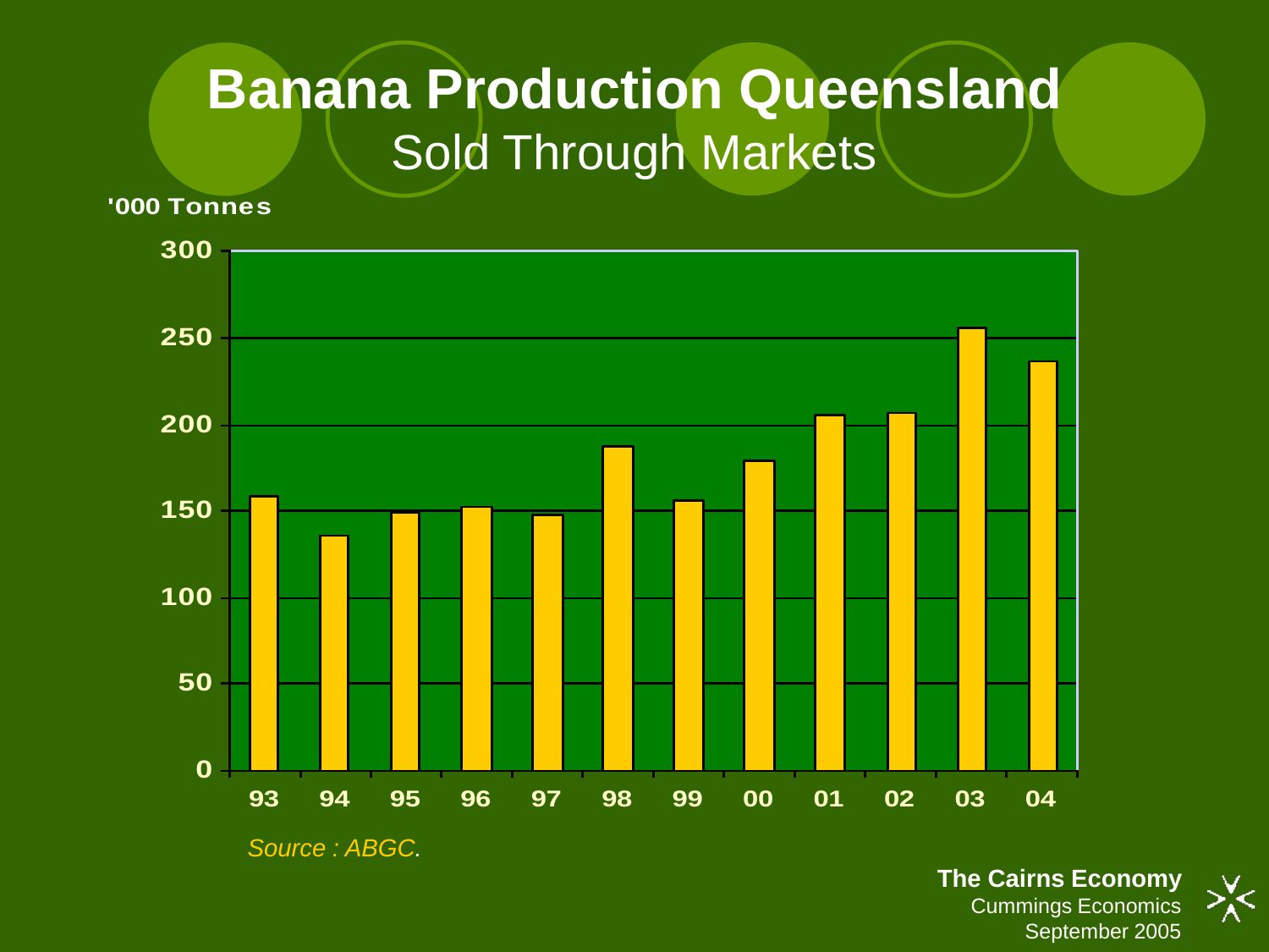# Banana Production Queensland

## Sold Through Markets

'000 Tonnes

| Year | '000 Tonnes (approx.) |
|---|---|
| 93 | 158 |
| 94 | 136 |
| 95 | 149 |
| 96 | 152 |
| 97 | 147 |
| 98 | 187 |
| 99 | 156 |
| 00 | 179 |
| 01 | 205 |
| 02 | 206 |
| 03 | 255 |
| 04 | 236 |

*Source : ABGC.*

**The Cairns Economy**
Cummings Economics
September 2005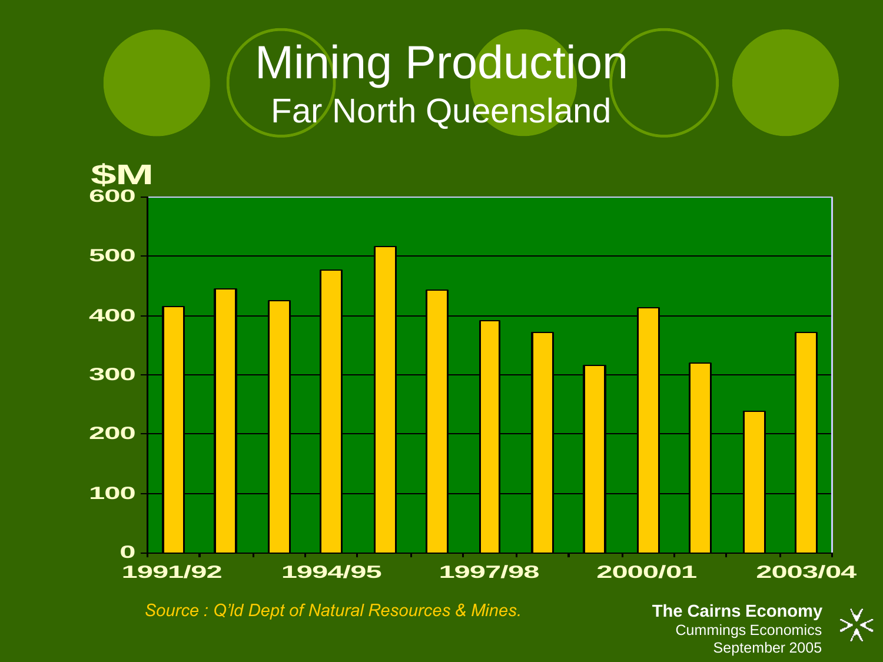# Mining Production
## Far North Queensland

$M

| Year | $M |
|---|---|
| 1991/92 | ~415 |
| 1992/93 | ~445 |
| 1993/94 | ~425 |
| 1994/95 | ~477 |
| 1995/96 | ~517 |
| 1996/97 | ~443 |
| 1997/98 | ~391 |
| 1998/99 | ~371 |
| 1999/00 | ~316 |
| 2000/01 | ~413 |
| 2001/02 | ~320 |
| 2002/03 | ~239 |
| 2003/04 | ~371 |

*Source : Q'ld Dept of Natural Resources & Mines.*

**The Cairns Economy**
Cummings Economics
September 2005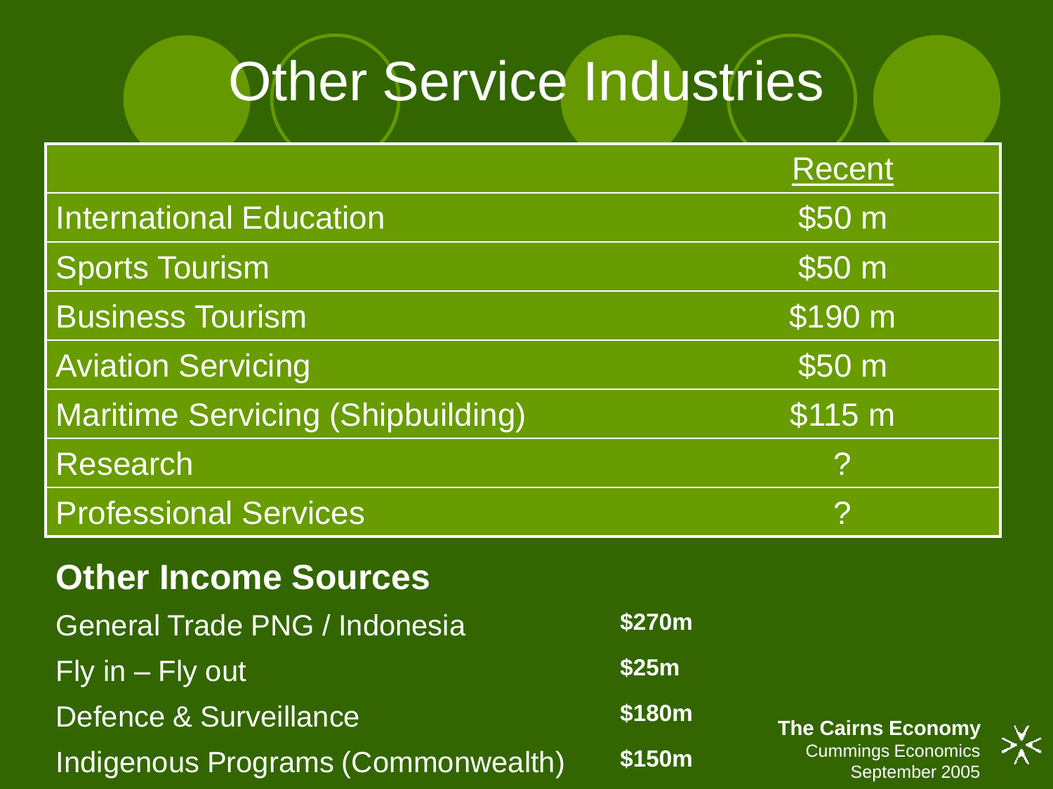# Other Service Industries

| | Recent |
|---|---|
| International Education | $50 m |
| Sports Tourism | $50 m |
| Business Tourism | $190 m |
| Aviation Servicing | $50 m |
| Maritime Servicing (Shipbuilding) | $115 m |
| Research | ? |
| Professional Services | ? |

## Other Income Sources

| | |
|---|---|
| General Trade PNG / Indonesia | **$270m** |
| Fly in – Fly out | **$25m** |
| Defence & Surveillance | **$180m** |
| Indigenous Programs (Commonwealth) | **$150m** |

**The Cairns Economy**
Cummings Economics
September 2005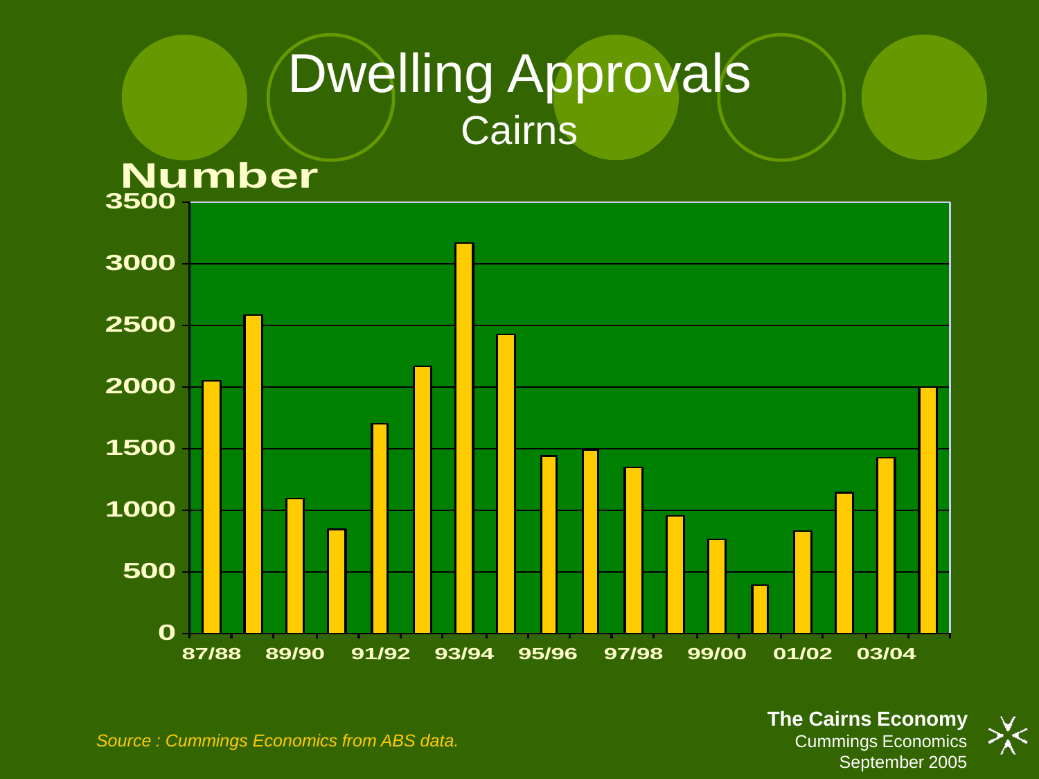# Dwelling Approvals

## Cairns

Number

3500
3000
2500
2000
1500
1000
500
0

87/88 89/90 91/92 93/94 95/96 97/98 99/00 01/02 03/04

*Source : Cummings Economics from ABS data.*

**The Cairns Economy**
Cummings Economics
September 2005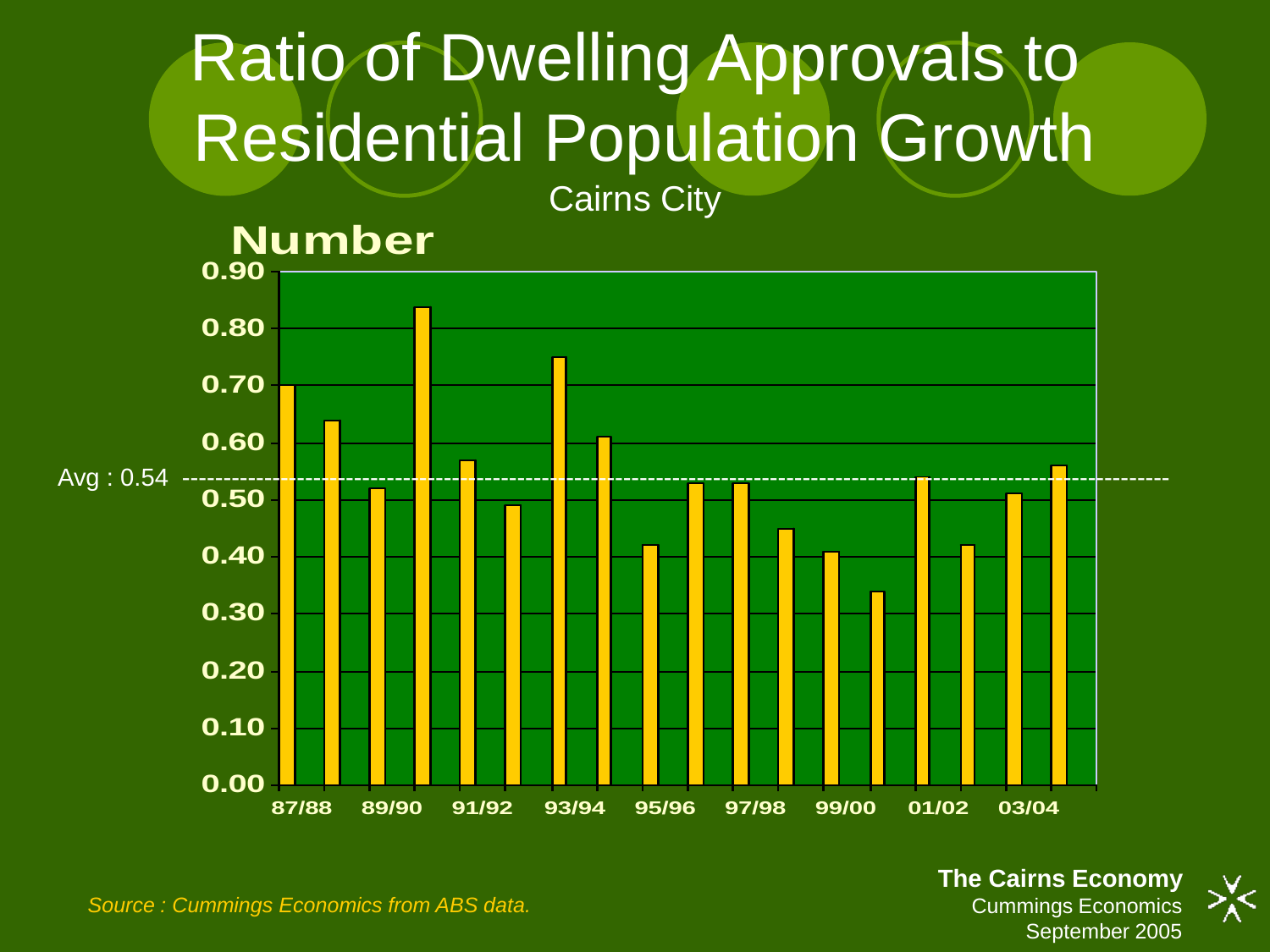# Ratio of Dwelling Approvals to Residential Population Growth

Cairns City

**Number**

| Year | Ratio |
|---|---|
| 87/88 | 0.70 |
| 88/89 | 0.64 |
| 89/90 | 0.52 |
| 90/91 | 0.84 |
| 91/92 | 0.57 |
| 92/93 | 0.49 |
| 93/94 | 0.75 |
| 94/95 | 0.61 |
| 95/96 | 0.42 |
| 96/97 | 0.53 |
| 97/98 | 0.53 |
| 98/99 | 0.45 |
| 99/00 | 0.41 |
| 00/01 | 0.34 |
| 01/02 | 0.54 |
| 02/03 | 0.42 |
| 03/04 | 0.51 |
| 04/05 | 0.56 |

Avg : 0.54

*Source : Cummings Economics from ABS data.*

**The Cairns Economy**
Cummings Economics
September 2005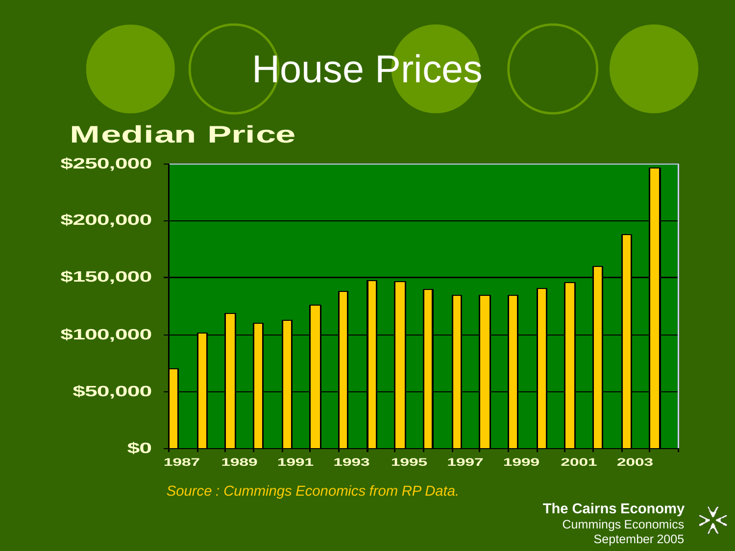# House Prices

## Median Price

$250,000
$200,000
$150,000
$100,000
$50,000
$0

1987 1989 1991 1993 1995 1997 1999 2001 2003

*Source : Cummings Economics from RP Data.*

**The Cairns Economy**
Cummings Economics
September 2005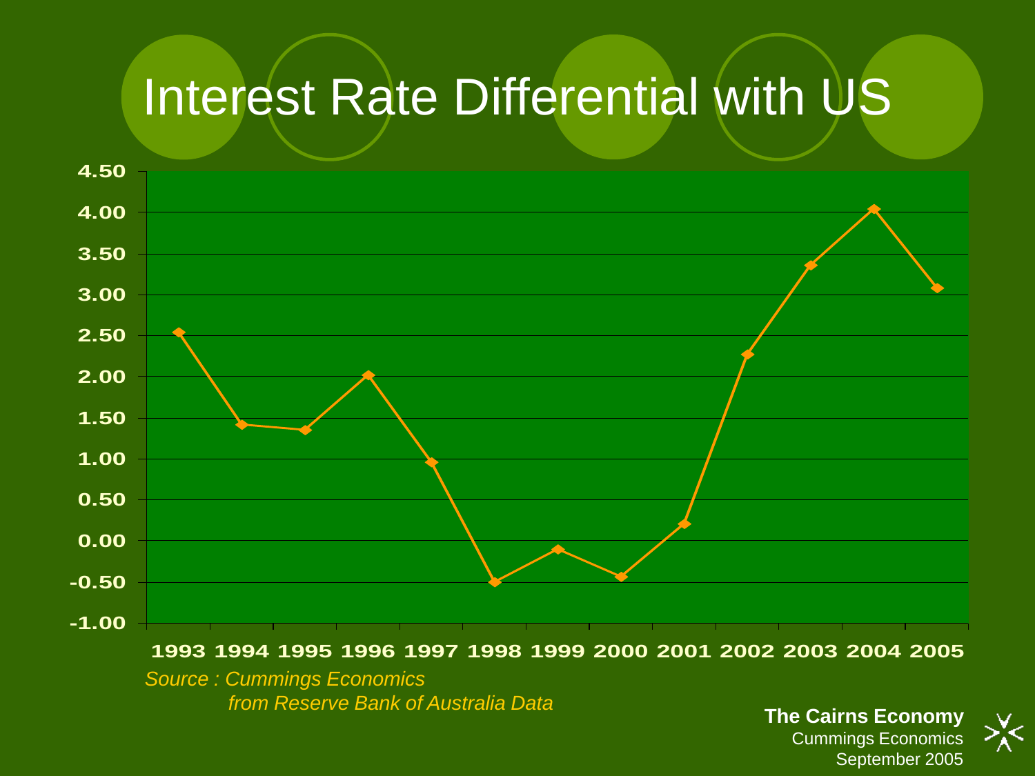# Interest Rate Differential with US

| Year | Differential |
|---|---|
| 1993 | 2.54 |
| 1994 | 1.41 |
| 1995 | 1.35 |
| 1996 | 2.01 |
| 1997 | 0.95 |
| 1998 | -0.50 |
| 1999 | -0.11 |
| 2000 | -0.44 |
| 2001 | 0.20 |
| 2002 | 2.26 |
| 2003 | 3.35 |
| 2004 | 4.03 |
| 2005 | 3.07 |

*Source : Cummings Economics from Reserve Bank of Australia Data*

**The Cairns Economy**
Cummings Economics
September 2005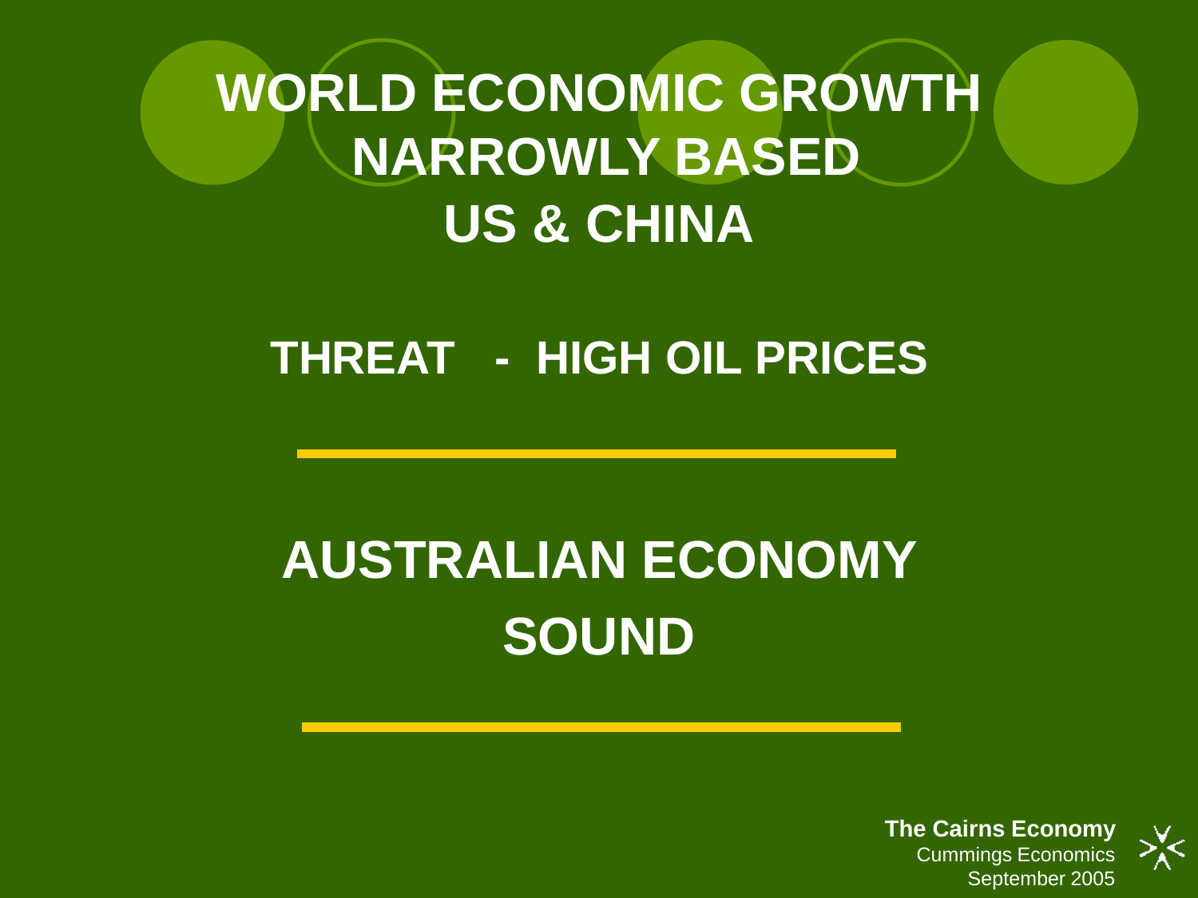# WORLD ECONOMIC GROWTH NARROWLY BASED US & CHINA

## THREAT - HIGH OIL PRICES

---

# AUSTRALIAN ECONOMY SOUND

---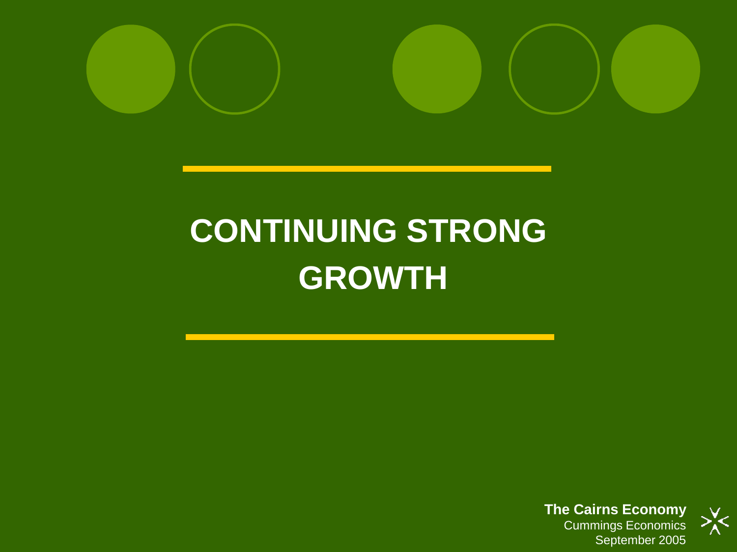# CONTINUING STRONG GROWTH